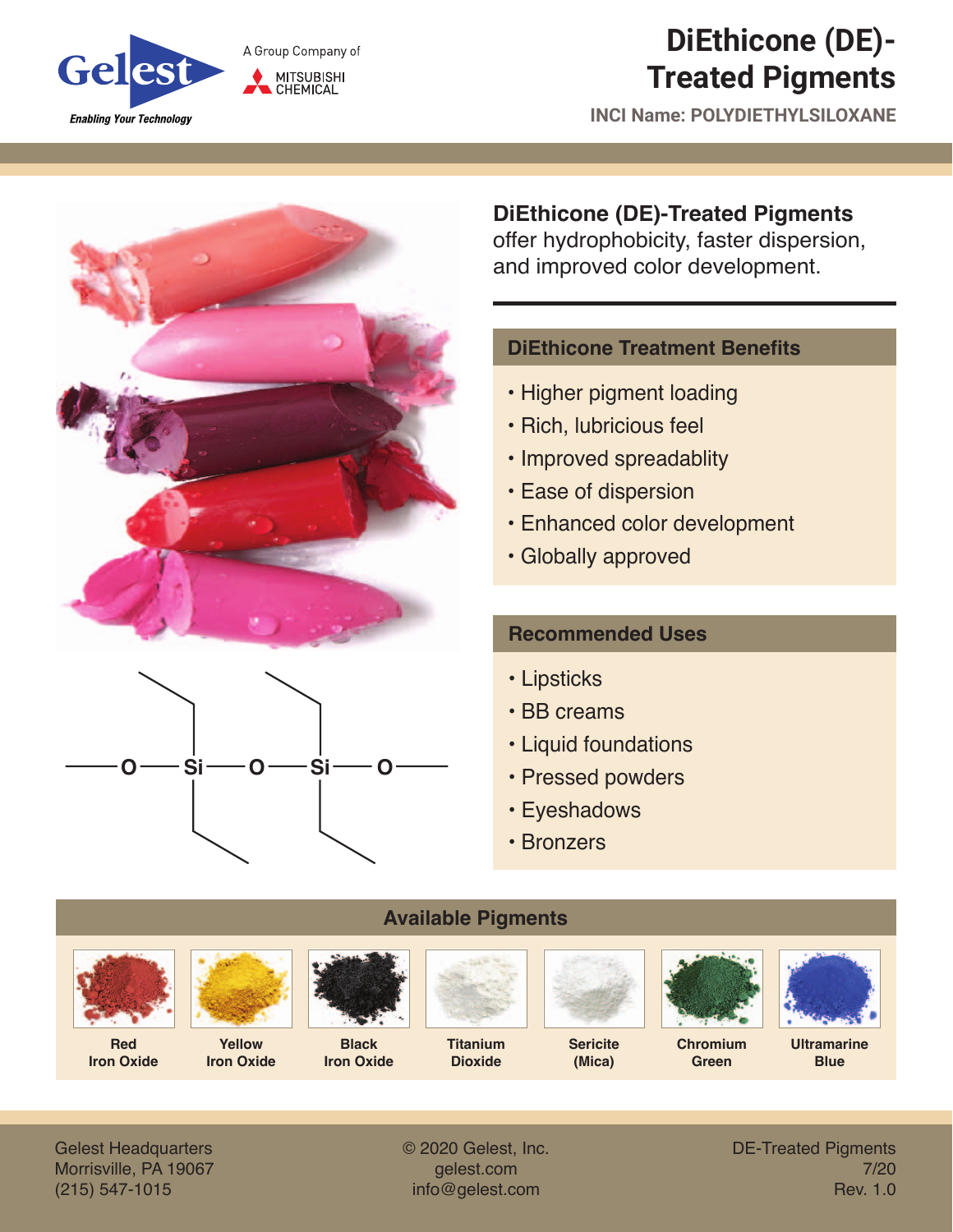Gelest

Enabling Your Technology

A Group Company of MITSUBISHI CHEMICAL

# DiEthicone (DE)-Treated Pigments

**INCI Name: POLYDIETHYLSILOXANE**

**DiEthicone (DE)-Treated Pigments** offer hydrophobicity, faster dispersion, and improved color development.

## DiEthicone Treatment Benefits

- Higher pigment loading
- Rich, lubricious feel
- Improved spreadablity
- Ease of dispersion
- Enhanced color development
- Globally approved

## Recommended Uses

- Lipsticks
- BB creams
- Liquid foundations
- Pressed powders
- Eyeshadows
- Bronzers

## Available Pigments

| Red Iron Oxide | Yellow Iron Oxide | Black Iron Oxide | Titanium Dioxide | Sericite (Mica) | Chromium Green | Ultramarine Blue |
|---|---|---|---|---|---|---|

Gelest Headquarters
Morrisville, PA 19067
(215) 547-1015

© 2020 Gelest, Inc.
gelest.com
info@gelest.com

DE-Treated Pigments
7/20
Rev. 1.0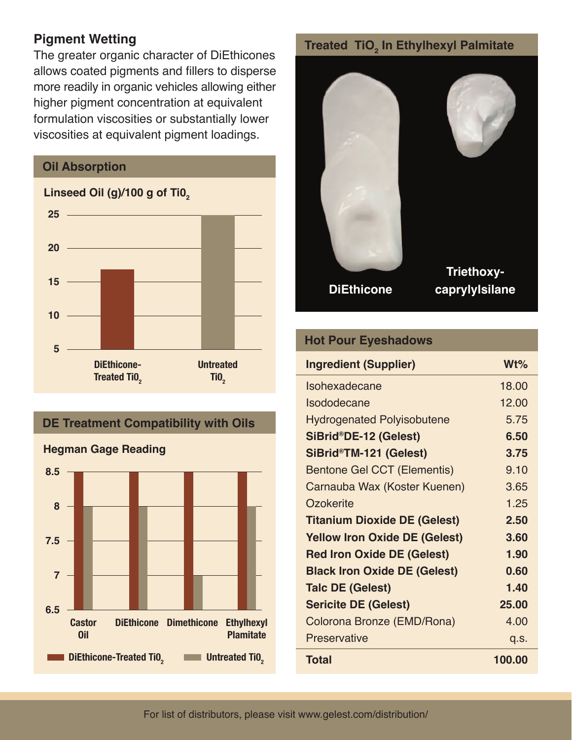## Pigment Wetting

The greater organic character of DiEthicones allows coated pigments and fillers to disperse more readily in organic vehicles allowing either higher pigment concentration at equivalent formulation viscosities or substantially lower viscosities at equivalent pigment loadings.

### Oil Absorption

Linseed Oil (g)/100 g of $TiO_2$

25
20
15
10
5

DiEthicone-Treated $TiO_2$

Untreated $TiO_2$

### DE Treatment Compatibility with Oils

Hegman Gage Reading

8.5
8
7.5
7
6.5

Castor Oil
DiEthicone
Dimethicone
Ethylhexyl Plamitate

DiEthicone-Treated $TiO_2$
Untreated $TiO_2$

### Treated $TiO_2$ In Ethylhexyl Palmitate

DiEthicone

Triethoxy-caprylylsilane

### Hot Pour Eyeshadows

| Ingredient (Supplier) | Wt% |
|---|---|
| Isohexadecane | 18.00 |
| Isododecane | 12.00 |
| Hydrogenated Polyisobutene | 5.75 |
| **SiBrid®DE-12 (Gelest)** | **6.50** |
| **SiBrid®TM-121 (Gelest)** | **3.75** |
| Bentone Gel CCT (Elementis) | 9.10 |
| Carnauba Wax (Koster Kuenen) | 3.65 |
| Ozokerite | 1.25 |
| **Titanium Dioxide DE (Gelest)** | **2.50** |
| **Yellow Iron Oxide DE (Gelest)** | **3.60** |
| **Red Iron Oxide DE (Gelest)** | **1.90** |
| **Black Iron Oxide DE (Gelest)** | **0.60** |
| **Talc DE (Gelest)** | **1.40** |
| **Sericite DE (Gelest)** | **25.00** |
| Colorona Bronze (EMD/Rona) | 4.00 |
| Preservative | q.s. |
| **Total** | **100.00** |

For list of distributors, please visit www.gelest.com/distribution/